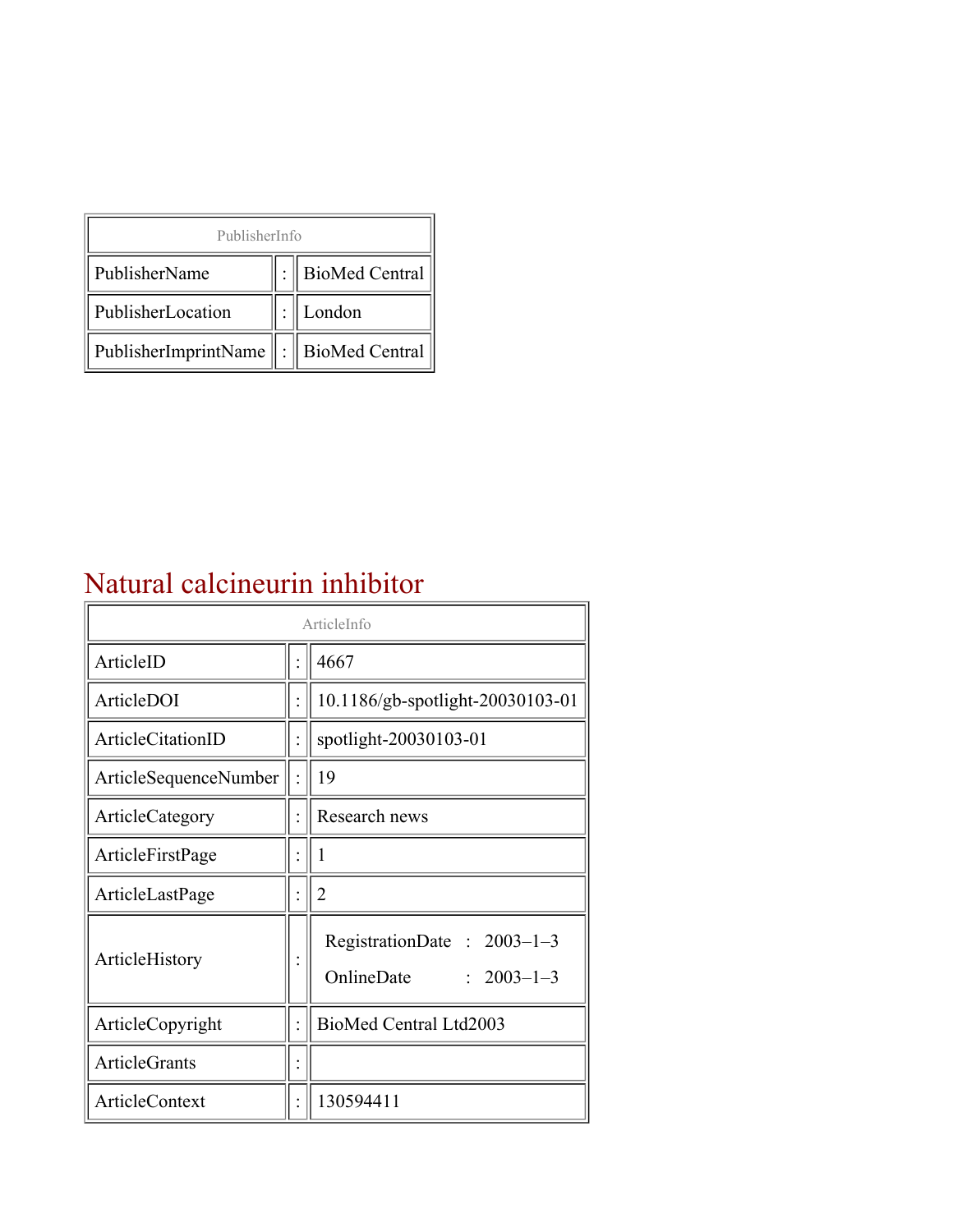| PublisherInfo | | |
|---|---|---|
| PublisherName | : | BioMed Central |
| PublisherLocation | : | London |
| PublisherImprintName | : | BioMed Central |

# Natural calcineurin inhibitor

| ArticleInfo | | |
|---|---|---|
| ArticleID | : | 4667 |
| ArticleDOI | : | 10.1186/gb-spotlight-20030103-01 |
| ArticleCitationID | : | spotlight-20030103-01 |
| ArticleSequenceNumber | : | 19 |
| ArticleCategory | : | Research news |
| ArticleFirstPage | : | 1 |
| ArticleLastPage | : | 2 |
| ArticleHistory | : | RegistrationDate : 2003–1–3<br>OnlineDate : 2003–1–3 |
| ArticleCopyright | : | BioMed Central Ltd2003 |
| ArticleGrants | : | |
| ArticleContext | : | 130594411 |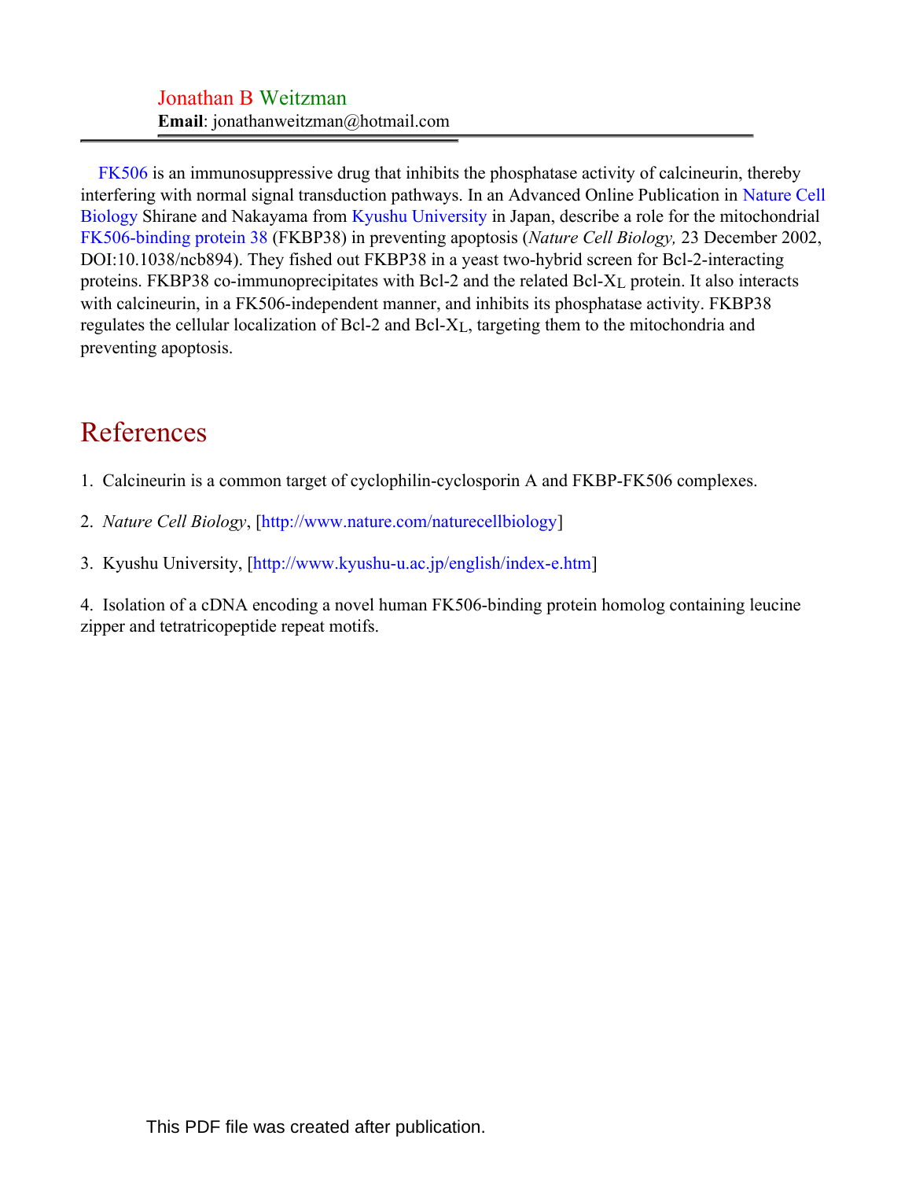Jonathan B Weitzman
**Email**: jonathanweitzman@hotmail.com

FK506 is an immunosuppressive drug that inhibits the phosphatase activity of calcineurin, thereby interfering with normal signal transduction pathways. In an Advanced Online Publication in Nature Cell Biology Shirane and Nakayama from Kyushu University in Japan, describe a role for the mitochondrial FK506-binding protein 38 (FKBP38) in preventing apoptosis (*Nature Cell Biology,* 23 December 2002, DOI:10.1038/ncb894). They fished out FKBP38 in a yeast two-hybrid screen for Bcl-2-interacting proteins. FKBP38 co-immunoprecipitates with Bcl-2 and the related Bcl-$X_L$ protein. It also interacts with calcineurin, in a FK506-independent manner, and inhibits its phosphatase activity. FKBP38 regulates the cellular localization of Bcl-2 and Bcl-$X_L$, targeting them to the mitochondria and preventing apoptosis.

# References

1. Calcineurin is a common target of cyclophilin-cyclosporin A and FKBP-FK506 complexes.

2. *Nature Cell Biology*, [http://www.nature.com/naturecellbiology]

3. Kyushu University, [http://www.kyushu-u.ac.jp/english/index-e.htm]

4. Isolation of a cDNA encoding a novel human FK506-binding protein homolog containing leucine zipper and tetratricopeptide repeat motifs.

This PDF file was created after publication.